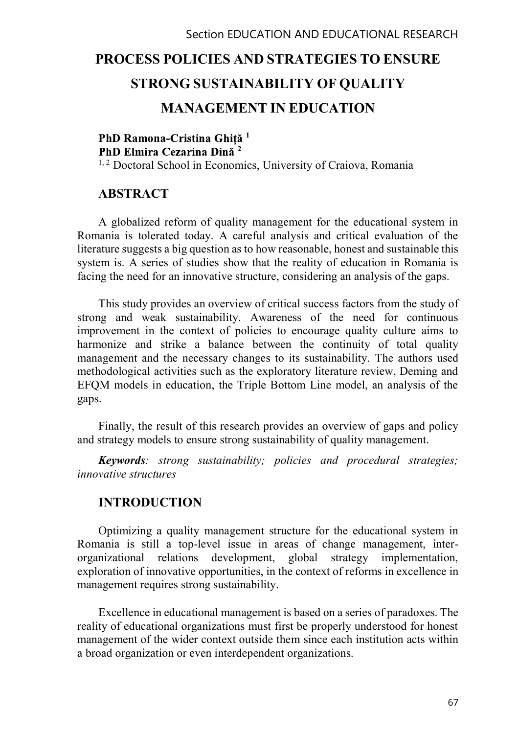# PROCESS POLICIES AND STRATEGIES TO ENSURE STRONG SUSTAINABILITY OF QUALITY MANAGEMENT IN EDUCATION

**PhD Ramona-Cristina Ghiță [1]**
**PhD Elmira Cezarina Dină [2]**
[1, 2] Doctoral School in Economics, University of Craiova, Romania

## ABSTRACT

A globalized reform of quality management for the educational system in Romania is tolerated today. A careful analysis and critical evaluation of the literature suggests a big question as to how reasonable, honest and sustainable this system is. A series of studies show that the reality of education in Romania is facing the need for an innovative structure, considering an analysis of the gaps.

This study provides an overview of critical success factors from the study of strong and weak sustainability. Awareness of the need for continuous improvement in the context of policies to encourage quality culture aims to harmonize and strike a balance between the continuity of total quality management and the necessary changes to its sustainability. The authors used methodological activities such as the exploratory literature review, Deming and EFQM models in education, the Triple Bottom Line model, an analysis of the gaps.

Finally, the result of this research provides an overview of gaps and policy and strategy models to ensure strong sustainability of quality management.

***Keywords**: strong sustainability; policies and procedural strategies; innovative structures*

## INTRODUCTION

Optimizing a quality management structure for the educational system in Romania is still a top-level issue in areas of change management, inter-organizational relations development, global strategy implementation, exploration of innovative opportunities, in the context of reforms in excellence in management requires strong sustainability.

Excellence in educational management is based on a series of paradoxes. The reality of educational organizations must first be properly understood for honest management of the wider context outside them since each institution acts within a broad organization or even interdependent organizations.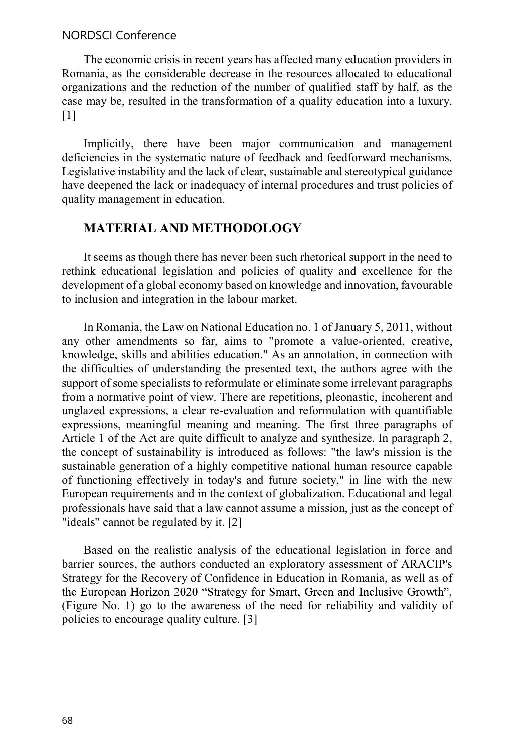The economic crisis in recent years has affected many education providers in Romania, as the considerable decrease in the resources allocated to educational organizations and the reduction of the number of qualified staff by half, as the case may be, resulted in the transformation of a quality education into a luxury. [1]

Implicitly, there have been major communication and management deficiencies in the systematic nature of feedback and feedforward mechanisms. Legislative instability and the lack of clear, sustainable and stereotypical guidance have deepened the lack or inadequacy of internal procedures and trust policies of quality management in education.

## MATERIAL AND METHODOLOGY

It seems as though there has never been such rhetorical support in the need to rethink educational legislation and policies of quality and excellence for the development of a global economy based on knowledge and innovation, favourable to inclusion and integration in the labour market.

In Romania, the Law on National Education no. 1 of January 5, 2011, without any other amendments so far, aims to "promote a value-oriented, creative, knowledge, skills and abilities education." As an annotation, in connection with the difficulties of understanding the presented text, the authors agree with the support of some specialists to reformulate or eliminate some irrelevant paragraphs from a normative point of view. There are repetitions, pleonastic, incoherent and unglazed expressions, a clear re-evaluation and reformulation with quantifiable expressions, meaningful meaning and meaning. The first three paragraphs of Article 1 of the Act are quite difficult to analyze and synthesize. In paragraph 2, the concept of sustainability is introduced as follows: "the law's mission is the sustainable generation of a highly competitive national human resource capable of functioning effectively in today's and future society," in line with the new European requirements and in the context of globalization. Educational and legal professionals have said that a law cannot assume a mission, just as the concept of "ideals" cannot be regulated by it. [2]

Based on the realistic analysis of the educational legislation in force and barrier sources, the authors conducted an exploratory assessment of ARACIP's Strategy for the Recovery of Confidence in Education in Romania, as well as of the European Horizon 2020 "Strategy for Smart, Green and Inclusive Growth", (Figure No. 1) go to the awareness of the need for reliability and validity of policies to encourage quality culture. [3]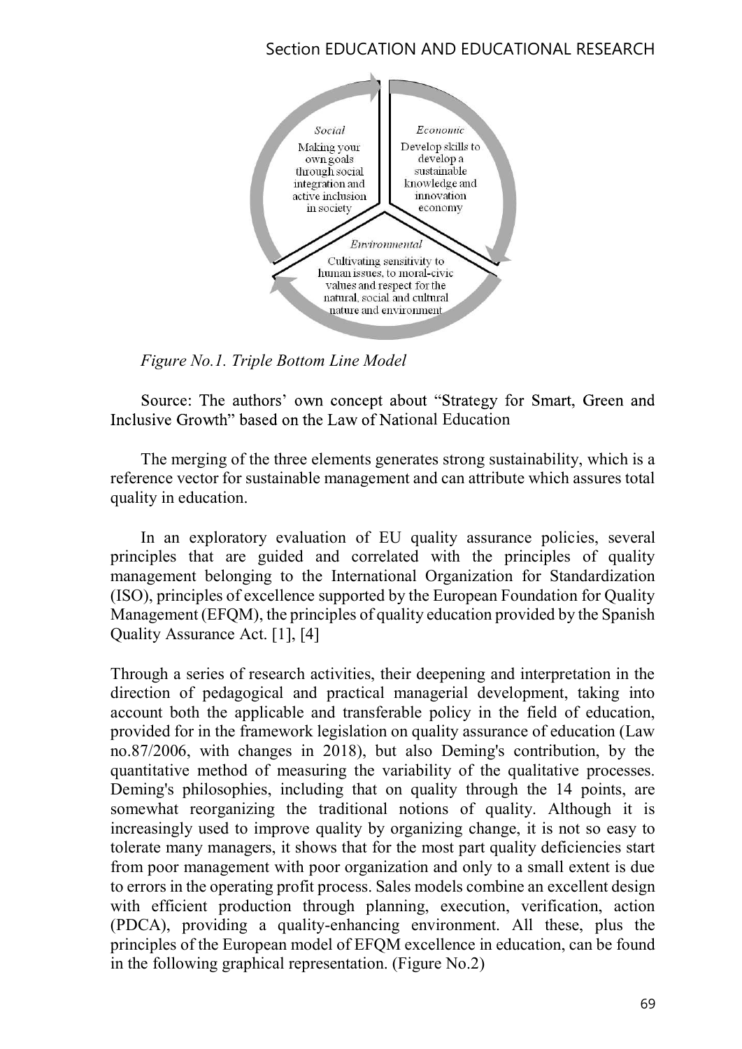Social

Making your own goals through social integration and active inclusion in society

Economic

Develop skills to develop a sustainable knowledge and innovation economy

Environmental

Cultivating sensitivity to human issues, to moral-civic values and respect for the natural, social and cultural nature and environment

*Figure No.1. Triple Bottom Line Model*

Source: The authors' own concept about "Strategy for Smart, Green and Inclusive Growth" based on the Law of National Education

The merging of the three elements generates strong sustainability, which is a reference vector for sustainable management and can attribute which assures total quality in education.

In an exploratory evaluation of EU quality assurance policies, several principles that are guided and correlated with the principles of quality management belonging to the International Organization for Standardization (ISO), principles of excellence supported by the European Foundation for Quality Management (EFQM), the principles of quality education provided by the Spanish Quality Assurance Act. [1], [4]

Through a series of research activities, their deepening and interpretation in the direction of pedagogical and practical managerial development, taking into account both the applicable and transferable policy in the field of education, provided for in the framework legislation on quality assurance of education (Law no.87/2006, with changes in 2018), but also Deming's contribution, by the quantitative method of measuring the variability of the qualitative processes. Deming's philosophies, including that on quality through the 14 points, are somewhat reorganizing the traditional notions of quality. Although it is increasingly used to improve quality by organizing change, it is not so easy to tolerate many managers, it shows that for the most part quality deficiencies start from poor management with poor organization and only to a small extent is due to errors in the operating profit process. Sales models combine an excellent design with efficient production through planning, execution, verification, action (PDCA), providing a quality-enhancing environment. All these, plus the principles of the European model of EFQM excellence in education, can be found in the following graphical representation. (Figure No.2)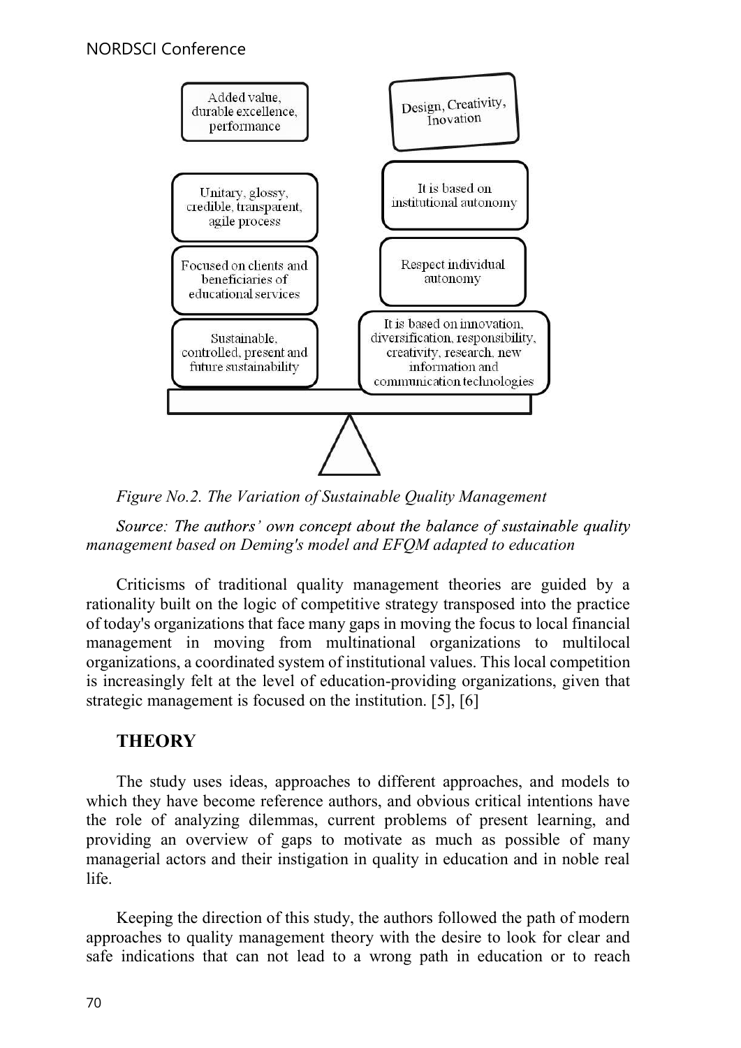Added value, durable excellence, performance

Design, Creativity, Inovation

Unitary, glossy, credible, transparent, agile process

It is based on institutional autonomy

Focused on clients and beneficiaries of educational services

Respect individual autonomy

Sustainable, controlled, present and future sustainability

It is based on innovation, diversification, responsibility, creativity, research, new information and communication technologies

*Figure No.2. The Variation of Sustainable Quality Management*

*Source: The authors' own concept about the balance of sustainable quality management based on Deming's model and EFQM adapted to education*

Criticisms of traditional quality management theories are guided by a rationality built on the logic of competitive strategy transposed into the practice of today's organizations that face many gaps in moving the focus to local financial management in moving from multinational organizations to multilocal organizations, a coordinated system of institutional values. This local competition is increasingly felt at the level of education-providing organizations, given that strategic management is focused on the institution. [5], [6]

## THEORY

The study uses ideas, approaches to different approaches, and models to which they have become reference authors, and obvious critical intentions have the role of analyzing dilemmas, current problems of present learning, and providing an overview of gaps to motivate as much as possible of many managerial actors and their instigation in quality in education and in noble real life.

Keeping the direction of this study, the authors followed the path of modern approaches to quality management theory with the desire to look for clear and safe indications that can not lead to a wrong path in education or to reach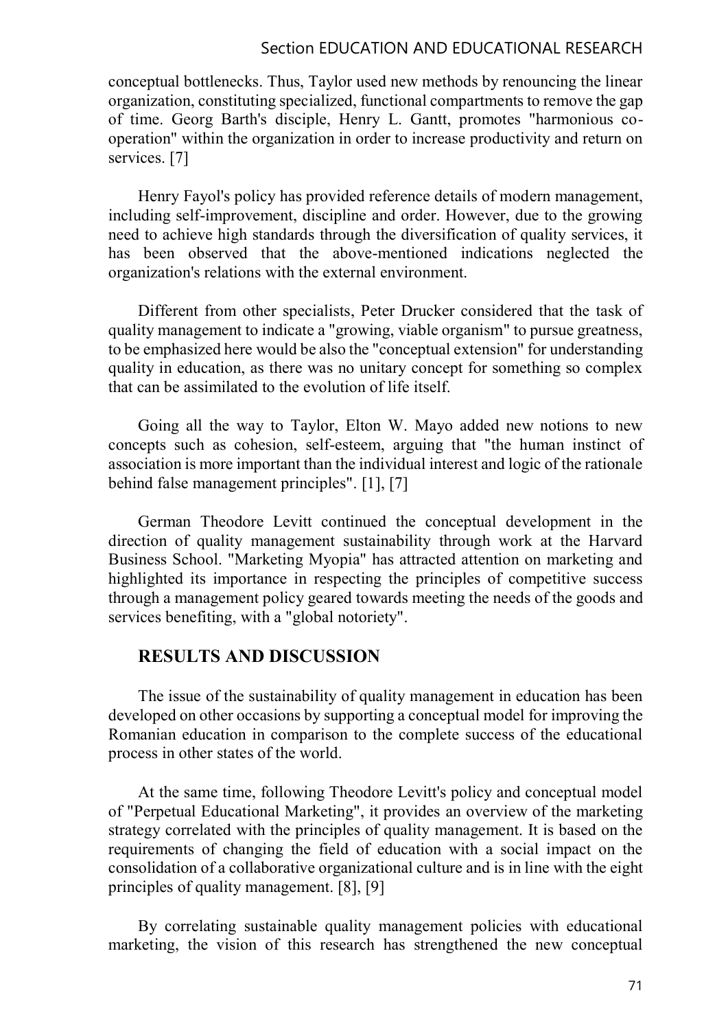conceptual bottlenecks. Thus, Taylor used new methods by renouncing the linear organization, constituting specialized, functional compartments to remove the gap of time. Georg Barth's disciple, Henry L. Gantt, promotes "harmonious co-operation" within the organization in order to increase productivity and return on services. [7]

Henry Fayol's policy has provided reference details of modern management, including self-improvement, discipline and order. However, due to the growing need to achieve high standards through the diversification of quality services, it has been observed that the above-mentioned indications neglected the organization's relations with the external environment.

Different from other specialists, Peter Drucker considered that the task of quality management to indicate a "growing, viable organism" to pursue greatness, to be emphasized here would be also the "conceptual extension" for understanding quality in education, as there was no unitary concept for something so complex that can be assimilated to the evolution of life itself.

Going all the way to Taylor, Elton W. Mayo added new notions to new concepts such as cohesion, self-esteem, arguing that "the human instinct of association is more important than the individual interest and logic of the rationale behind false management principles". [1], [7]

German Theodore Levitt continued the conceptual development in the direction of quality management sustainability through work at the Harvard Business School. "Marketing Myopia" has attracted attention on marketing and highlighted its importance in respecting the principles of competitive success through a management policy geared towards meeting the needs of the goods and services benefiting, with a "global notoriety".

## RESULTS AND DISCUSSION

The issue of the sustainability of quality management in education has been developed on other occasions by supporting a conceptual model for improving the Romanian education in comparison to the complete success of the educational process in other states of the world.

At the same time, following Theodore Levitt's policy and conceptual model of "Perpetual Educational Marketing", it provides an overview of the marketing strategy correlated with the principles of quality management. It is based on the requirements of changing the field of education with a social impact on the consolidation of a collaborative organizational culture and is in line with the eight principles of quality management. [8], [9]

By correlating sustainable quality management policies with educational marketing, the vision of this research has strengthened the new conceptual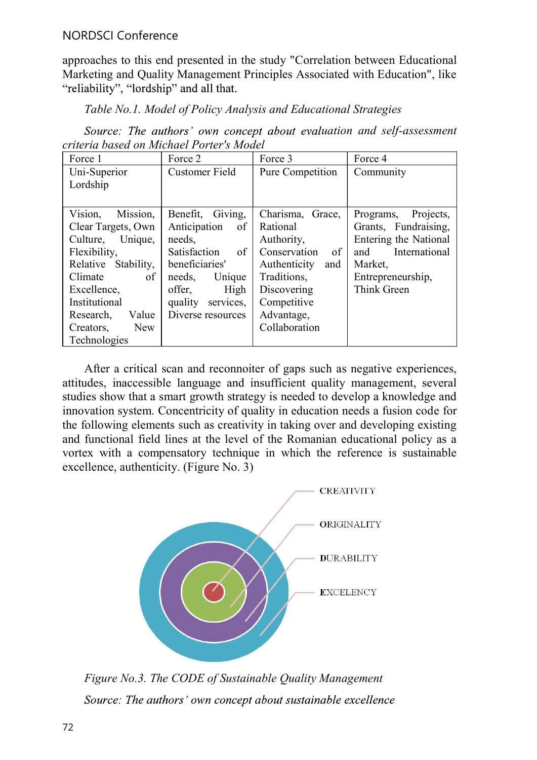approaches to this end presented in the study "Correlation between Educational Marketing and Quality Management Principles Associated with Education", like “reliability”, “lordship” and all that.

*Table No.1. Model of Policy Analysis and Educational Strategies*

*Source: The authors’ own concept about evaluation and self-assessment criteria based on Michael Porter's Model*

| Force 1 | Force 2 | Force 3 | Force 4 |
|---|---|---|---|
| Uni-Superior Lordship | Customer Field | Pure Competition | Community |
| Vision, Mission, Clear Targets, Own Culture, Unique, Flexibility, Relative Stability, Climate of Excellence, Institutional Research, Value Creators, New Technologies | Benefit, Giving, Anticipation of needs, Satisfaction of beneficiaries' needs, Unique offer, High quality services, Diverse resources | Charisma, Grace, Rational Authority, Conservation of Authenticity and Traditions, Discovering Competitive Advantage, Collaboration | Programs, Projects, Grants, Fundraising, Entering the National and International Market, Entrepreneurship, Think Green |

After a critical scan and reconnoiter of gaps such as negative experiences, attitudes, inaccessible language and insufficient quality management, several studies show that a smart growth strategy is needed to develop a knowledge and innovation system. Concentricity of quality in education needs a fusion code for the following elements such as creativity in taking over and developing existing and functional field lines at the level of the Romanian educational policy as a vortex with a compensatory technique in which the reference is sustainable excellence, authenticity. (Figure No. 3)

CREATIVITY

ORIGINALITY

DURABILITY

EXCELENCY

*Figure No.3. The CODE of Sustainable Quality Management*

*Source: The authors’ own concept about sustainable excellence*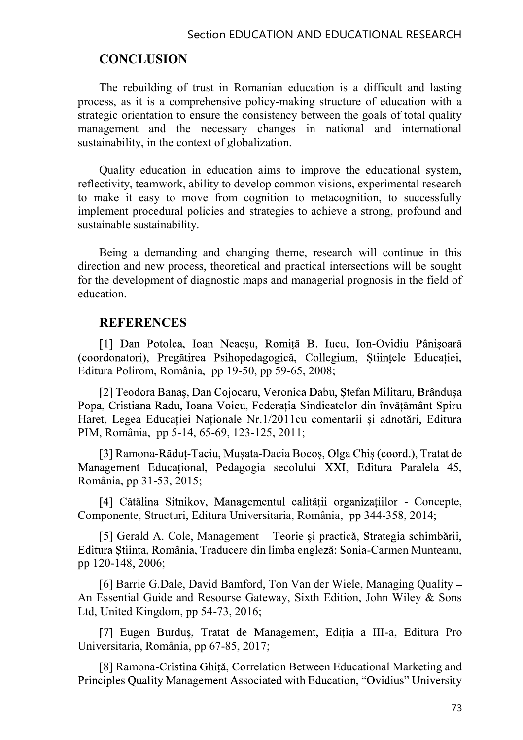## CONCLUSION

The rebuilding of trust in Romanian education is a difficult and lasting process, as it is a comprehensive policy-making structure of education with a strategic orientation to ensure the consistency between the goals of total quality management and the necessary changes in national and international sustainability, in the context of globalization.

Quality education in education aims to improve the educational system, reflectivity, teamwork, ability to develop common visions, experimental research to make it easy to move from cognition to metacognition, to successfully implement procedural policies and strategies to achieve a strong, profound and sustainable sustainability.

Being a demanding and changing theme, research will continue in this direction and new process, theoretical and practical intersections will be sought for the development of diagnostic maps and managerial prognosis in the field of education.

## REFERENCES

[1] Dan Potolea, Ioan Neacşu, Romiţă B. Iucu, Ion-Ovidiu Pânişoară (coordonatori), Pregătirea Psihopedagogică, Collegium, Ştiinţele Educaţiei, Editura Polirom, România, pp 19-50, pp 59-65, 2008;

[2] Teodora Banaş, Dan Cojocaru, Veronica Dabu, Ştefan Militaru, Brânduşa Popa, Cristiana Radu, Ioana Voicu, Federaţia Sindicatelor din învăţământ Spiru Haret, Legea Educaţiei Naţionale Nr.1/2011cu comentarii şi adnotări, Editura PIM, România, pp 5-14, 65-69, 123-125, 2011;

[3] Ramona-Răduţ-Taciu, Muşata-Dacia Bocoş, Olga Chiş (coord.), Tratat de Management Educaţional, Pedagogia secolului XXI, Editura Paralela 45, România, pp 31-53, 2015;

[4] Cătălina Sitnikov, Managementul calităţii organizaţiilor - Concepte, Componente, Structuri, Editura Universitaria, România, pp 344-358, 2014;

[5] Gerald A. Cole, Management – Teorie şi practică, Strategia schimbării, Editura Ştiinţa, România, Traducere din limba engleză: Sonia-Carmen Munteanu, pp 120-148, 2006;

[6] Barrie G.Dale, David Bamford, Ton Van der Wiele, Managing Quality – An Essential Guide and Resourse Gateway, Sixth Edition, John Wiley & Sons Ltd, United Kingdom, pp 54-73, 2016;

[7] Eugen Burduş, Tratat de Management, Ediţia a III-a, Editura Pro Universitaria, România, pp 67-85, 2017;

[8] Ramona-Cristina Ghiţă, Correlation Between Educational Marketing and Principles Quality Management Associated with Education, "Ovidius" University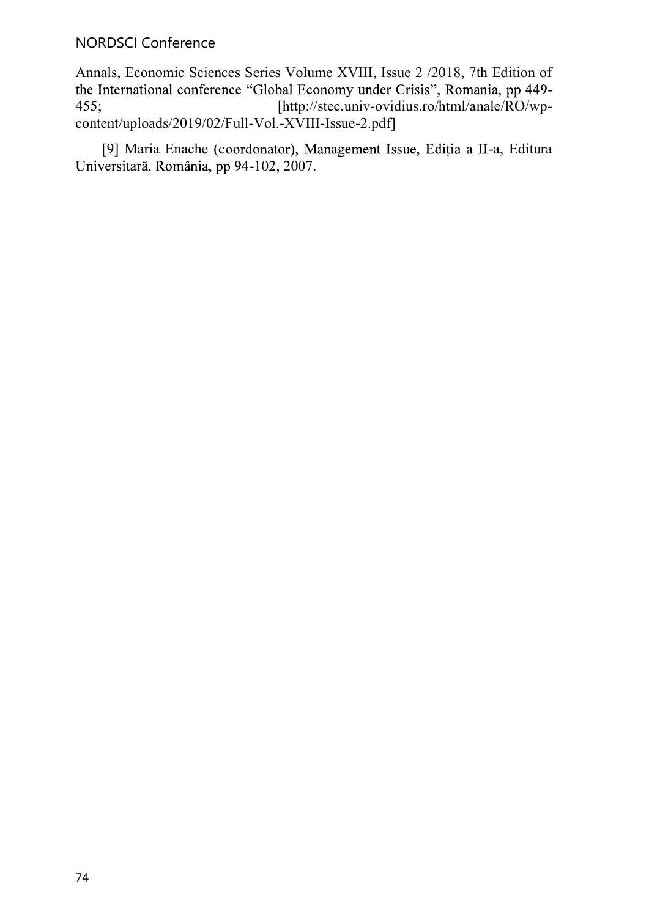Annals, Economic Sciences Series Volume XVIII, Issue 2 /2018, 7th Edition of the International conference "Global Economy under Crisis", Romania, pp 449-455; [http://stec.univ-ovidius.ro/html/anale/RO/wp-content/uploads/2019/02/Full-Vol.-XVIII-Issue-2.pdf]

[9] Maria Enache (coordonator), Management Issue, Ediția a II-a, Editura Universitară, România, pp 94-102, 2007.